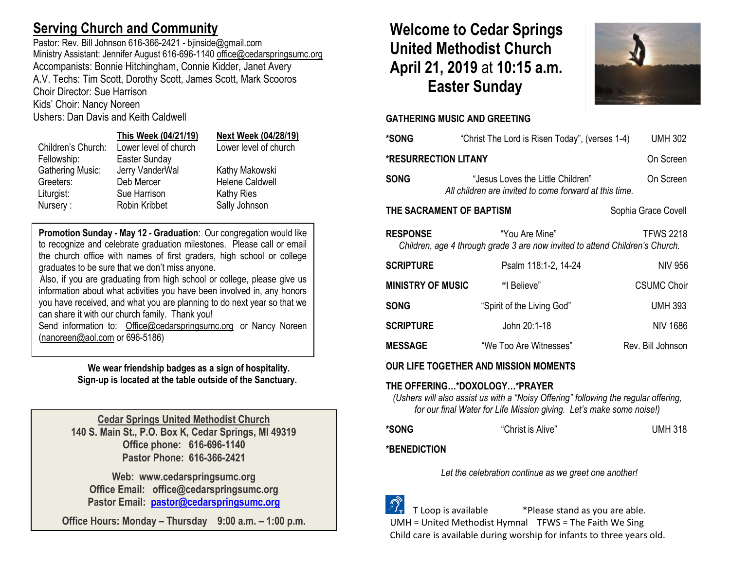## Serving Church and Community

Pastor: Rev. Bill Johnson 616-366-2421 - bjinside@gmail.com
Ministry Assistant: Jennifer August 616-696-1140 office@cedarspringsumc.org
Accompanists: Bonnie Hitchingham, Connie Kidder, Janet Avery
A.V. Techs: Tim Scott, Dorothy Scott, James Scott, Mark Scooros
Choir Director: Sue Harrison
Kids' Choir: Nancy Noreen
Ushers: Dan Davis and Keith Caldwell

| | This Week (04/21/19) | Next Week (04/28/19) |
|---|---|---|
| Children's Church: | Lower level of church | Lower level of church |
| Fellowship: | Easter Sunday | |
| Gathering Music: | Jerry VanderWal | Kathy Makowski |
| Greeters: | Deb Mercer | Helene Caldwell |
| Liturgist: | Sue Harrison | Kathy Ries |
| Nursery : | Robin Kribbet | Sally Johnson |

**Promotion Sunday - May 12 - Graduation**: Our congregation would like to recognize and celebrate graduation milestones. Please call or email the church office with names of first graders, high school or college graduates to be sure that we don't miss anyone.
Also, if you are graduating from high school or college, please give us information about what activities you have been involved in, any honors you have received, and what you are planning to do next year so that we can share it with our church family. Thank you!
Send information to: Office@cedarspringsumc.org or Nancy Noreen (nanoreen@aol.com or 696-5186)

**We wear friendship badges as a sign of hospitality.**
**Sign-up is located at the table outside of the Sanctuary.**

**Cedar Springs United Methodist Church**
**140 S. Main St., P.O. Box K, Cedar Springs, MI 49319**
**Office phone: 616-696-1140**
**Pastor Phone: 616-366-2421**

**Web: www.cedarspringsumc.org**
**Office Email: office@cedarspringsumc.org**
**Pastor Email: pastor@cedarspringsumc.org**

**Office Hours: Monday – Thursday 9:00 a.m. – 1:00 p.m.**

# Welcome to Cedar Springs United Methodist Church April 21, 2019 at 10:15 a.m. Easter Sunday

**GATHERING MUSIC AND GREETING**

**\*SONG** — "Christ The Lord is Risen Today", (verses 1-4) — UMH 302

**\*RESURRECTION LITANY** — On Screen

**SONG** — "Jesus Loves the Little Children" — On Screen
*All children are invited to come forward at this time.*

**THE SACRAMENT OF BAPTISM** — Sophia Grace Covell

**RESPONSE** — "You Are Mine" — TFWS 2218
*Children, age 4 through grade 3 are now invited to attend Children's Church.*

**SCRIPTURE** — Psalm 118:1-2, 14-24 — NIV 956

**MINISTRY OF MUSIC** — "I Believe" — CSUMC Choir

**SONG** — "Spirit of the Living God" — UMH 393

**SCRIPTURE** — John 20:1-18 — NIV 1686

**MESSAGE** — "We Too Are Witnesses" — Rev. Bill Johnson

**OUR LIFE TOGETHER AND MISSION MOMENTS**

**THE OFFERING…\*DOXOLOGY…\*PRAYER**
*(Ushers will also assist us with a "Noisy Offering" following the regular offering, for our final Water for Life Mission giving. Let's make some noise!)*

**\*SONG** — "Christ is Alive" — UMH 318

**\*BENEDICTION**

*Let the celebration continue as we greet one another!*

T Loop is available *Please stand as you are able.
UMH = United Methodist Hymnal TFWS = The Faith We Sing
Child care is available during worship for infants to three years old.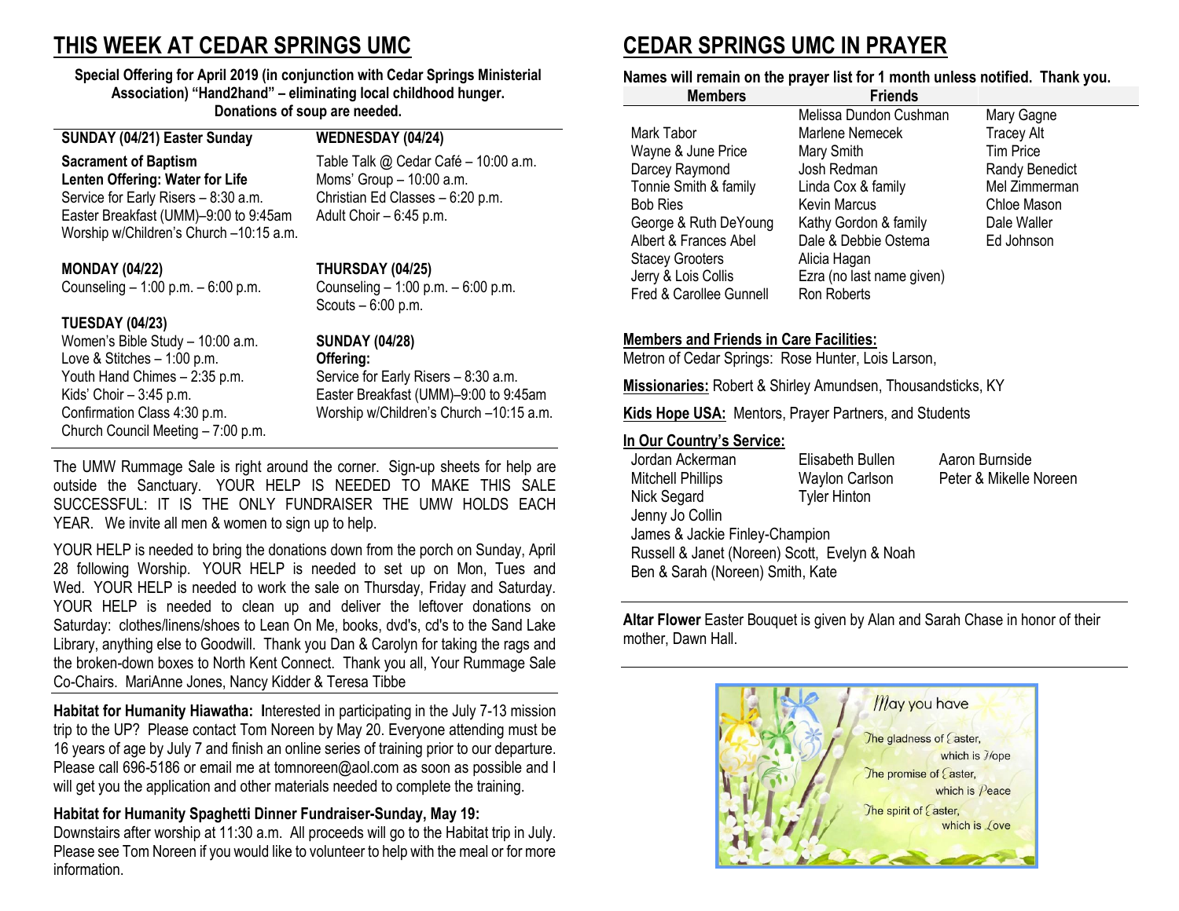# THIS WEEK AT CEDAR SPRINGS UMC

**Special Offering for April 2019 (in conjunction with Cedar Springs Ministerial Association) "Hand2hand" – eliminating local childhood hunger. Donations of soup are needed.**

**SUNDAY (04/21) Easter Sunday**

**Sacrament of Baptism**
**Lenten Offering: Water for Life**
Service for Early Risers – 8:30 a.m.
Easter Breakfast (UMM)–9:00 to 9:45am
Worship w/Children's Church –10:15 a.m.

**MONDAY (04/22)**
Counseling – 1:00 p.m. – 6:00 p.m.

**TUESDAY (04/23)**
Women's Bible Study – 10:00 a.m.
Love & Stitches – 1:00 p.m.
Youth Hand Chimes – 2:35 p.m.
Kids' Choir – 3:45 p.m.
Confirmation Class 4:30 p.m.
Church Council Meeting – 7:00 p.m.

**WEDNESDAY (04/24)**
Table Talk @ Cedar Café – 10:00 a.m.
Moms' Group – 10:00 a.m.
Christian Ed Classes – 6:20 p.m.
Adult Choir – 6:45 p.m.

**THURSDAY (04/25)**
Counseling – 1:00 p.m. – 6:00 p.m.
Scouts – 6:00 p.m.

**SUNDAY (04/28)**
**Offering:**
Service for Early Risers – 8:30 a.m.
Easter Breakfast (UMM)–9:00 to 9:45am
Worship w/Children's Church –10:15 a.m.

The UMW Rummage Sale is right around the corner. Sign-up sheets for help are outside the Sanctuary. YOUR HELP IS NEEDED TO MAKE THIS SALE SUCCESSFUL: IT IS THE ONLY FUNDRAISER THE UMW HOLDS EACH YEAR. We invite all men & women to sign up to help.

YOUR HELP is needed to bring the donations down from the porch on Sunday, April 28 following Worship. YOUR HELP is needed to set up on Mon, Tues and Wed. YOUR HELP is needed to work the sale on Thursday, Friday and Saturday. YOUR HELP is needed to clean up and deliver the leftover donations on Saturday: clothes/linens/shoes to Lean On Me, books, dvd's, cd's to the Sand Lake Library, anything else to Goodwill. Thank you Dan & Carolyn for taking the rags and the broken-down boxes to North Kent Connect. Thank you all, Your Rummage Sale Co-Chairs. MariAnne Jones, Nancy Kidder & Teresa Tibbe

**Habitat for Humanity Hiawatha:** Interested in participating in the July 7-13 mission trip to the UP? Please contact Tom Noreen by May 20. Everyone attending must be 16 years of age by July 7 and finish an online series of training prior to our departure. Please call 696-5186 or email me at tomnoreen@aol.com as soon as possible and I will get you the application and other materials needed to complete the training.

**Habitat for Humanity Spaghetti Dinner Fundraiser-Sunday, May 19:**
Downstairs after worship at 11:30 a.m. All proceeds will go to the Habitat trip in July. Please see Tom Noreen if you would like to volunteer to help with the meal or for more information.

# CEDAR SPRINGS UMC IN PRAYER

**Names will remain on the prayer list for 1 month unless notified. Thank you.**

| Members | Friends | |
|---|---|---|
| | Melissa Dundon Cushman | Mary Gagne |
| Mark Tabor | Marlene Nemecek | Tracey Alt |
| Wayne & June Price | Mary Smith | Tim Price |
| Darcey Raymond | Josh Redman | Randy Benedict |
| Tonnie Smith & family | Linda Cox & family | Mel Zimmerman |
| Bob Ries | Kevin Marcus | Chloe Mason |
| George & Ruth DeYoung | Kathy Gordon & family | Dale Waller |
| Albert & Frances Abel | Dale & Debbie Ostema | Ed Johnson |
| Stacey Grooters | Alicia Hagan | |
| Jerry & Lois Collis | Ezra (no last name given) | |
| Fred & Carollee Gunnell | Ron Roberts | |

**Members and Friends in Care Facilities:**
Metron of Cedar Springs: Rose Hunter, Lois Larson,

**Missionaries:** Robert & Shirley Amundsen, Thousandsticks, KY

**Kids Hope USA:** Mentors, Prayer Partners, and Students

**In Our Country's Service:**

| | | |
|---|---|---|
| Jordan Ackerman | Elisabeth Bullen | Aaron Burnside |
| Mitchell Phillips | Waylon Carlson | Peter & Mikelle Noreen |
| Nick Segard | Tyler Hinton | |

Jenny Jo Collin
James & Jackie Finley-Champion
Russell & Janet (Noreen) Scott, Evelyn & Noah
Ben & Sarah (Noreen) Smith, Kate

**Altar Flower** Easter Bouquet is given by Alan and Sarah Chase in honor of their mother, Dawn Hall.

May you have
The gladness of Easter, which is Hope
The promise of Easter, which is Peace
The spirit of Easter, which is Love